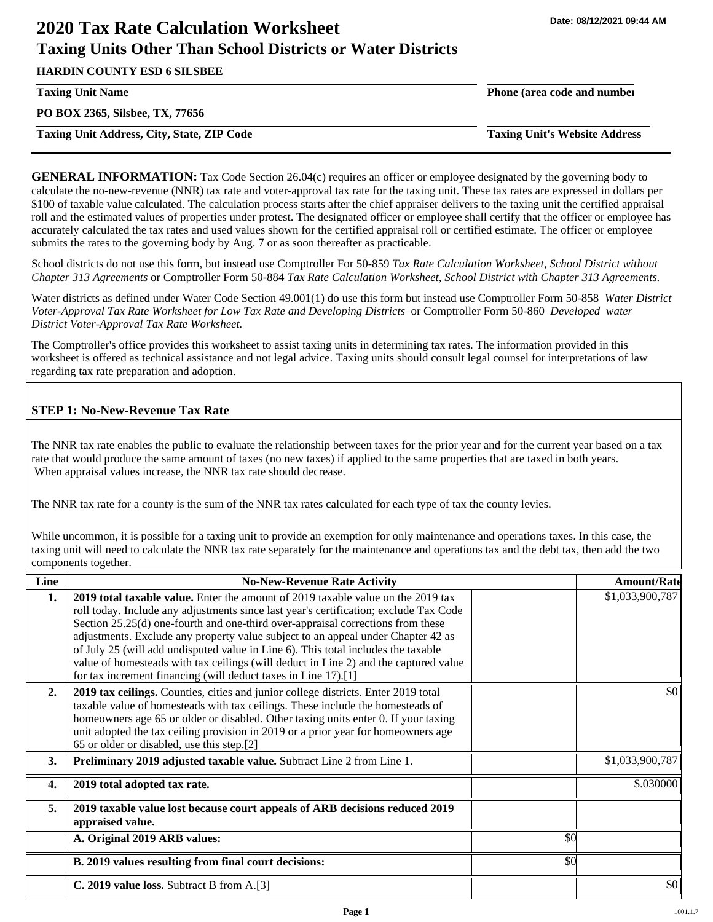Date: 08/12/2021 09:44 AM

# 2020 Tax Rate Calculation Worksheet
## Taxing Units Other Than School Districts or Water Districts

**HARDIN COUNTY ESD 6 SILSBEE**

**Taxing Unit Name** | **Phone (area code and number)**

**PO BOX 2365, Silsbee, TX, 77656**

**Taxing Unit Address, City, State, ZIP Code** | **Taxing Unit's Website Address**

**GENERAL INFORMATION:** Tax Code Section 26.04(c) requires an officer or employee designated by the governing body to calculate the no-new-revenue (NNR) tax rate and voter-approval tax rate for the taxing unit. These tax rates are expressed in dollars per $100 of taxable value calculated. The calculation process starts after the chief appraiser delivers to the taxing unit the certified appraisal roll and the estimated values of properties under protest. The designated officer or employee shall certify that the officer or employee has accurately calculated the tax rates and used values shown for the certified appraisal roll or certified estimate. The officer or employee submits the rates to the governing body by Aug. 7 or as soon thereafter as practicable.

School districts do not use this form, but instead use Comptroller For 50-859 *Tax Rate Calculation Worksheet, School District without Chapter 313 Agreements* or Comptroller Form 50-884 *Tax Rate Calculation Worksheet, School District with Chapter 313 Agreements.*

Water districts as defined under Water Code Section 49.001(1) do use this form but instead use Comptroller Form 50-858 *Water District Voter-Approval Tax Rate Worksheet for Low Tax Rate and Developing Districts* or Comptroller Form 50-860 *Developed water District Voter-Approval Tax Rate Worksheet.*

The Comptroller's office provides this worksheet to assist taxing units in determining tax rates. The information provided in this worksheet is offered as technical assistance and not legal advice. Taxing units should consult legal counsel for interpretations of law regarding tax rate preparation and adoption.

### STEP 1: No-New-Revenue Tax Rate

The NNR tax rate enables the public to evaluate the relationship between taxes for the prior year and for the current year based on a tax rate that would produce the same amount of taxes (no new taxes) if applied to the same properties that are taxed in both years. When appraisal values increase, the NNR tax rate should decrease.

The NNR tax rate for a county is the sum of the NNR tax rates calculated for each type of tax the county levies.

While uncommon, it is possible for a taxing unit to provide an exemption for only maintenance and operations taxes. In this case, the taxing unit will need to calculate the NNR tax rate separately for the maintenance and operations tax and the debt tax, then add the two components together.

| Line | No-New-Revenue Rate Activity | | Amount/Rate |
|---|---|---|---|
| **1.** | **2019 total taxable value.** Enter the amount of 2019 taxable value on the 2019 tax roll today. Include any adjustments since last year's certification; exclude Tax Code Section 25.25(d) one-fourth and one-third over-appraisal corrections from these adjustments. Exclude any property value subject to an appeal under Chapter 42 as of July 25 (will add undisputed value in Line 6). This total includes the taxable value of homesteads with tax ceilings (will deduct in Line 2) and the captured value for tax increment financing (will deduct taxes in Line 17).[1] | | $1,033,900,787 |
| **2.** | **2019 tax ceilings.** Counties, cities and junior college districts. Enter 2019 total taxable value of homesteads with tax ceilings. These include the homesteads of homeowners age 65 or older or disabled. Other taxing units enter 0. If your taxing unit adopted the tax ceiling provision in 2019 or a prior year for homeowners age 65 or older or disabled, use this step.[2] | | $0 |
| **3.** | **Preliminary 2019 adjusted taxable value.** Subtract Line 2 from Line 1. | | $1,033,900,787 |
| **4.** | **2019 total adopted tax rate.** | | $.030000 |
| **5.** | **2019 taxable value lost because court appeals of ARB decisions reduced 2019 appraised value.** | | |
| | **A. Original 2019 ARB values:** | $0 | |
| | **B. 2019 values resulting from final court decisions:** | $0 | |
| | **C. 2019 value loss.** Subtract B from A.[3] | | $0 |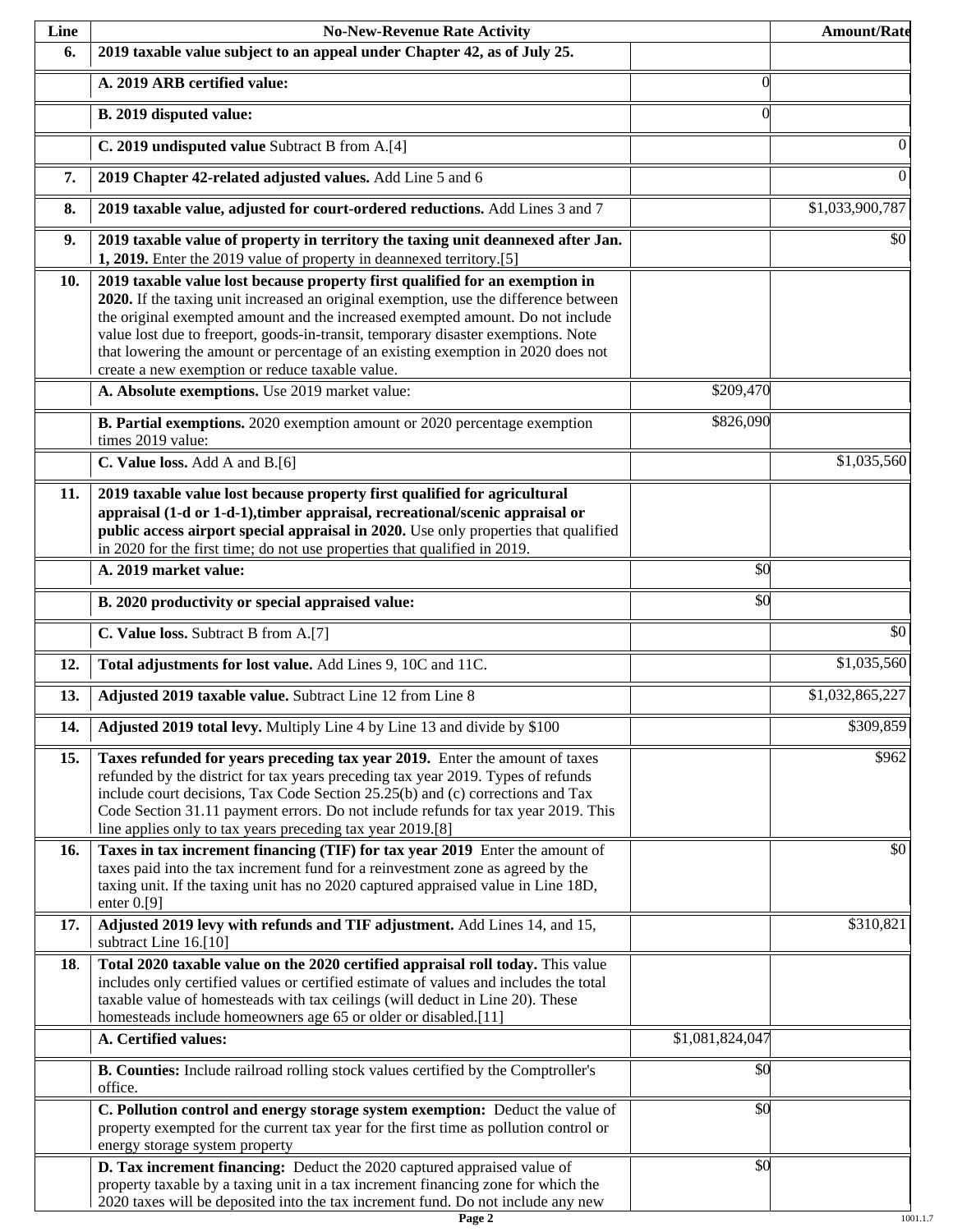| Line | No-New-Revenue Rate Activity | | Amount/Rate |
|---|---|---|---|
| 6. | **2019 taxable value subject to an appeal under Chapter 42, as of July 25.** | | |
| | **A. 2019 ARB certified value:** | 0 | |
| | **B. 2019 disputed value:** | 0 | |
| | **C. 2019 undisputed value** Subtract B from A.[4] | | 0 |
| 7. | **2019 Chapter 42-related adjusted values.** Add Line 5 and 6 | | 0 |
| 8. | **2019 taxable value, adjusted for court-ordered reductions.** Add Lines 3 and 7 | | $1,033,900,787 |
| 9. | **2019 taxable value of property in territory the taxing unit deannexed after Jan. 1, 2019.** Enter the 2019 value of property in deannexed territory.[5] | | $0 |
| 10. | **2019 taxable value lost because property first qualified for an exemption in 2020.** If the taxing unit increased an original exemption, use the difference between the original exempted amount and the increased exempted amount. Do not include value lost due to freeport, goods-in-transit, temporary disaster exemptions. Note that lowering the amount or percentage of an existing exemption in 2020 does not create a new exemption or reduce taxable value. | | |
| | **A. Absolute exemptions.** Use 2019 market value: | $209,470 | |
| | **B. Partial exemptions.** 2020 exemption amount or 2020 percentage exemption times 2019 value: | $826,090 | |
| | **C. Value loss.** Add A and B.[6] | | $1,035,560 |
| 11. | **2019 taxable value lost because property first qualified for agricultural appraisal (1-d or 1-d-1),timber appraisal, recreational/scenic appraisal or public access airport special appraisal in 2020.** Use only properties that qualified in 2020 for the first time; do not use properties that qualified in 2019. | | |
| | **A. 2019 market value:** | $0 | |
| | **B. 2020 productivity or special appraised value:** | $0 | |
| | **C. Value loss.** Subtract B from A.[7] | | $0 |
| 12. | **Total adjustments for lost value.** Add Lines 9, 10C and 11C. | | $1,035,560 |
| 13. | **Adjusted 2019 taxable value.** Subtract Line 12 from Line 8 | | $1,032,865,227 |
| 14. | **Adjusted 2019 total levy.** Multiply Line 4 by Line 13 and divide by $100 | | $309,859 |
| 15. | **Taxes refunded for years preceding tax year 2019.** Enter the amount of taxes refunded by the district for tax years preceding tax year 2019. Types of refunds include court decisions, Tax Code Section 25.25(b) and (c) corrections and Tax Code Section 31.11 payment errors. Do not include refunds for tax year 2019. This line applies only to tax years preceding tax year 2019.[8] | | $962 |
| 16. | **Taxes in tax increment financing (TIF) for tax year 2019** Enter the amount of taxes paid into the tax increment fund for a reinvestment zone as agreed by the taxing unit. If the taxing unit has no 2020 captured appraised value in Line 18D, enter 0.[9] | | $0 |
| 17. | **Adjusted 2019 levy with refunds and TIF adjustment.** Add Lines 14, and 15, subtract Line 16.[10] | | $310,821 |
| 18. | **Total 2020 taxable value on the 2020 certified appraisal roll today.** This value includes only certified values or certified estimate of values and includes the total taxable value of homesteads with tax ceilings (will deduct in Line 20). These homesteads include homeowners age 65 or older or disabled.[11] | | |
| | **A. Certified values:** | $1,081,824,047 | |
| | **B. Counties:** Include railroad rolling stock values certified by the Comptroller's office. | $0 | |
| | **C. Pollution control and energy storage system exemption:** Deduct the value of property exempted for the current tax year for the first time as pollution control or energy storage system property | $0 | |
| | **D. Tax increment financing:** Deduct the 2020 captured appraised value of property taxable by a taxing unit in a tax increment financing zone for which the 2020 taxes will be deposited into the tax increment fund. Do not include any new | $0 | |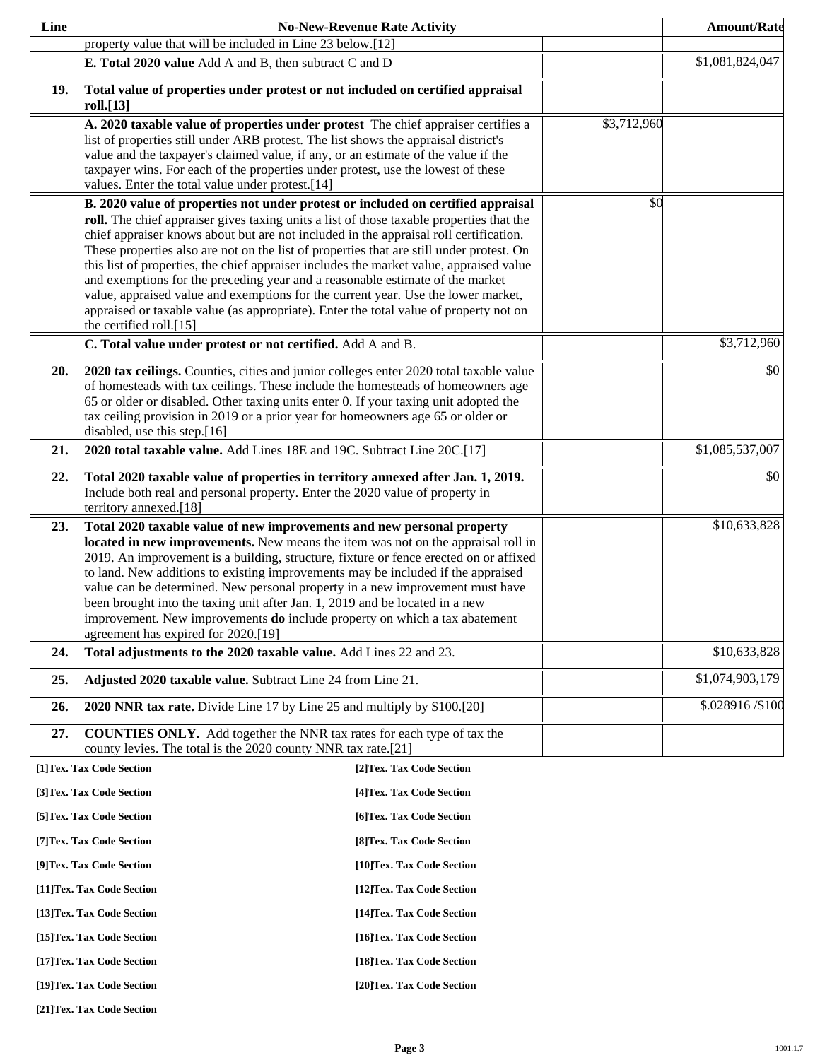| Line | No-New-Revenue Rate Activity | | Amount/Rate |
|---|---|---|---|
| | property value that will be included in Line 23 below.[12] | | |
| | **E. Total 2020 value** Add A and B, then subtract C and D | | $1,081,824,047 |
| **19.** | **Total value of properties under protest or not included on certified appraisal roll.[13]** | | |
| | **A. 2020 taxable value of properties under protest** The chief appraiser certifies a list of properties still under ARB protest. The list shows the appraisal district's value and the taxpayer's claimed value, if any, or an estimate of the value if the taxpayer wins. For each of the properties under protest, use the lowest of these values. Enter the total value under protest.[14] | $3,712,960 | |
| | **B. 2020 value of properties not under protest or included on certified appraisal roll.** The chief appraiser gives taxing units a list of those taxable properties that the chief appraiser knows about but are not included in the appraisal roll certification. These properties also are not on the list of properties that are still under protest. On this list of properties, the chief appraiser includes the market value, appraised value and exemptions for the preceding year and a reasonable estimate of the market value, appraised value and exemptions for the current year. Use the lower market, appraised or taxable value (as appropriate). Enter the total value of property not on the certified roll.[15] | $0 | |
| | **C. Total value under protest or not certified.** Add A and B. | | $3,712,960 |
| **20.** | **2020 tax ceilings.** Counties, cities and junior colleges enter 2020 total taxable value of homesteads with tax ceilings. These include the homesteads of homeowners age 65 or older or disabled. Other taxing units enter 0. If your taxing unit adopted the tax ceiling provision in 2019 or a prior year for homeowners age 65 or older or disabled, use this step.[16] | | $0 |
| **21.** | **2020 total taxable value.** Add Lines 18E and 19C. Subtract Line 20C.[17] | | $1,085,537,007 |
| **22.** | **Total 2020 taxable value of properties in territory annexed after Jan. 1, 2019.** Include both real and personal property. Enter the 2020 value of property in territory annexed.[18] | | $0 |
| **23.** | **Total 2020 taxable value of new improvements and new personal property located in new improvements.** New means the item was not on the appraisal roll in 2019. An improvement is a building, structure, fixture or fence erected on or affixed to land. New additions to existing improvements may be included if the appraised value can be determined. New personal property in a new improvement must have been brought into the taxing unit after Jan. 1, 2019 and be located in a new improvement. New improvements **do** include property on which a tax abatement agreement has expired for 2020.[19] | | $10,633,828 |
| **24.** | **Total adjustments to the 2020 taxable value.** Add Lines 22 and 23. | | $10,633,828 |
| **25.** | **Adjusted 2020 taxable value.** Subtract Line 24 from Line 21. | | $1,074,903,179 |
| **26.** | **2020 NNR tax rate.** Divide Line 17 by Line 25 and multiply by $100.[20] | | $.028916 /$100 |
| **27.** | **COUNTIES ONLY.** Add together the NNR tax rates for each type of tax the county levies. The total is the 2020 county NNR tax rate.[21] | | |

**[1]Tex. Tax Code Section**

**[2]Tex. Tax Code Section**

**[3]Tex. Tax Code Section**

**[4]Tex. Tax Code Section**

**[5]Tex. Tax Code Section**

**[6]Tex. Tax Code Section**

**[7]Tex. Tax Code Section**

**[8]Tex. Tax Code Section**

**[9]Tex. Tax Code Section**

**[10]Tex. Tax Code Section**

**[11]Tex. Tax Code Section**

**[12]Tex. Tax Code Section**

**[13]Tex. Tax Code Section**

**[14]Tex. Tax Code Section**

**[15]Tex. Tax Code Section**

**[16]Tex. Tax Code Section**

**[17]Tex. Tax Code Section**

**[18]Tex. Tax Code Section**

**[19]Tex. Tax Code Section**

**[20]Tex. Tax Code Section**

**[21]Tex. Tax Code Section**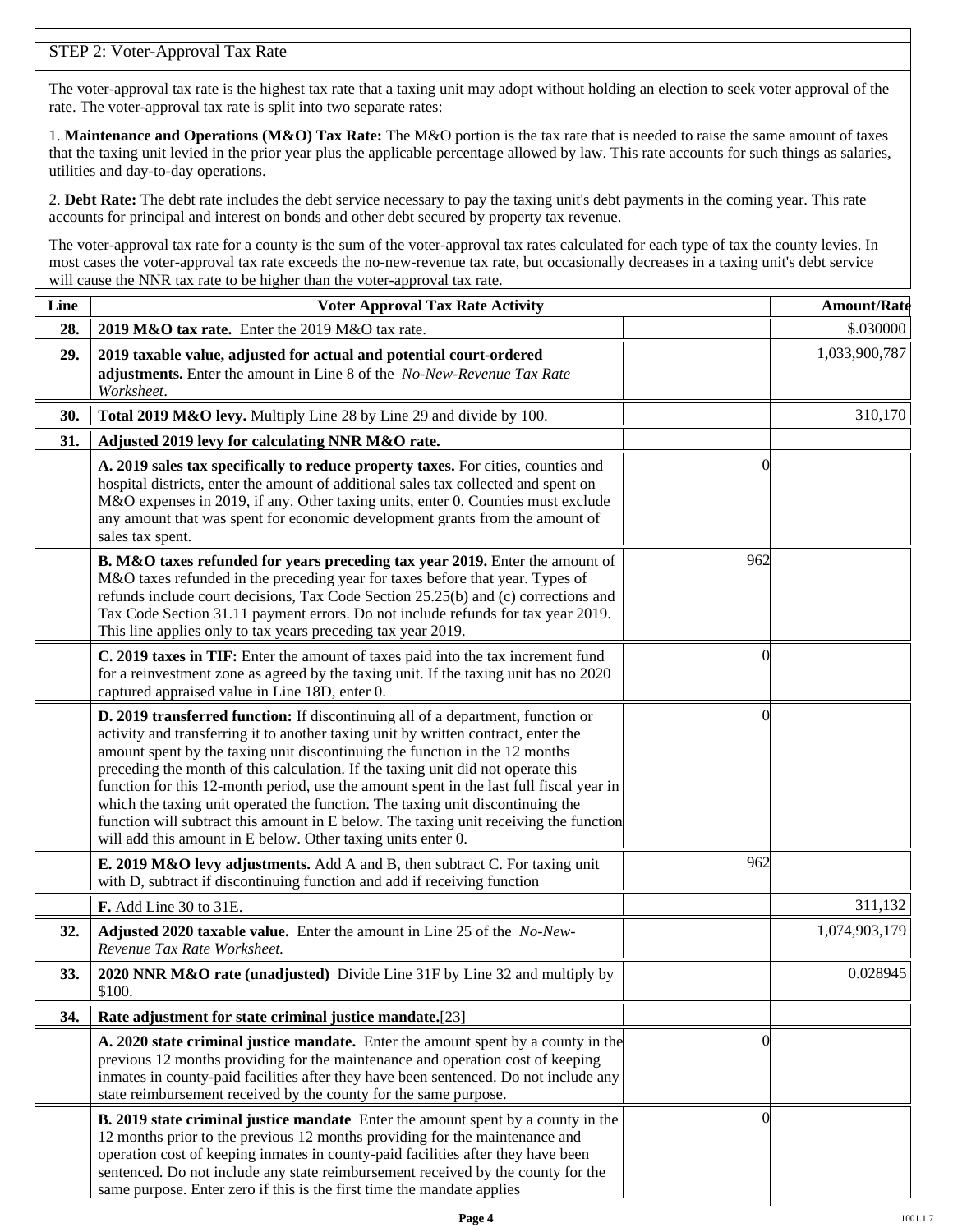## STEP 2: Voter-Approval Tax Rate

The voter-approval tax rate is the highest tax rate that a taxing unit may adopt without holding an election to seek voter approval of the rate. The voter-approval tax rate is split into two separate rates:

1. **Maintenance and Operations (M&O) Tax Rate:** The M&O portion is the tax rate that is needed to raise the same amount of taxes that the taxing unit levied in the prior year plus the applicable percentage allowed by law. This rate accounts for such things as salaries, utilities and day-to-day operations.

2. **Debt Rate:** The debt rate includes the debt service necessary to pay the taxing unit's debt payments in the coming year. This rate accounts for principal and interest on bonds and other debt secured by property tax revenue.

The voter-approval tax rate for a county is the sum of the voter-approval tax rates calculated for each type of tax the county levies. In most cases the voter-approval tax rate exceeds the no-new-revenue tax rate, but occasionally decreases in a taxing unit's debt service will cause the NNR tax rate to be higher than the voter-approval tax rate.

| Line | Voter Approval Tax Rate Activity | | Amount/Rate |
|---|---|---|---|
| **28.** | **2019 M&O tax rate.** Enter the 2019 M&O tax rate. | | $.030000 |
| **29.** | **2019 taxable value, adjusted for actual and potential court-ordered adjustments.** Enter the amount in Line 8 of the *No-New-Revenue Tax Rate Worksheet*. | | 1,033,900,787 |
| **30.** | **Total 2019 M&O levy.** Multiply Line 28 by Line 29 and divide by 100. | | 310,170 |
| **31.** | **Adjusted 2019 levy for calculating NNR M&O rate.** | | |
| | **A. 2019 sales tax specifically to reduce property taxes.** For cities, counties and hospital districts, enter the amount of additional sales tax collected and spent on M&O expenses in 2019, if any. Other taxing units, enter 0. Counties must exclude any amount that was spent for economic development grants from the amount of sales tax spent. | 0 | |
| | **B. M&O taxes refunded for years preceding tax year 2019.** Enter the amount of M&O taxes refunded in the preceding year for taxes before that year. Types of refunds include court decisions, Tax Code Section 25.25(b) and (c) corrections and Tax Code Section 31.11 payment errors. Do not include refunds for tax year 2019. This line applies only to tax years preceding tax year 2019. | 962 | |
| | **C. 2019 taxes in TIF:** Enter the amount of taxes paid into the tax increment fund for a reinvestment zone as agreed by the taxing unit. If the taxing unit has no 2020 captured appraised value in Line 18D, enter 0. | 0 | |
| | **D. 2019 transferred function:** If discontinuing all of a department, function or activity and transferring it to another taxing unit by written contract, enter the amount spent by the taxing unit discontinuing the function in the 12 months preceding the month of this calculation. If the taxing unit did not operate this function for this 12-month period, use the amount spent in the last full fiscal year in which the taxing unit operated the function. The taxing unit discontinuing the function will subtract this amount in E below. The taxing unit receiving the function will add this amount in E below. Other taxing units enter 0. | 0 | |
| | **E. 2019 M&O levy adjustments.** Add A and B, then subtract C. For taxing unit with D, subtract if discontinuing function and add if receiving function | 962 | |
| | **F.** Add Line 30 to 31E. | | 311,132 |
| **32.** | **Adjusted 2020 taxable value.** Enter the amount in Line 25 of the *No-New-Revenue Tax Rate Worksheet.* | | 1,074,903,179 |
| **33.** | **2020 NNR M&O rate (unadjusted)** Divide Line 31F by Line 32 and multiply by $100. | | 0.028945 |
| **34.** | **Rate adjustment for state criminal justice mandate.**[23] | | |
| | **A. 2020 state criminal justice mandate.** Enter the amount spent by a county in the previous 12 months providing for the maintenance and operation cost of keeping inmates in county-paid facilities after they have been sentenced. Do not include any state reimbursement received by the county for the same purpose. | 0 | |
| | **B. 2019 state criminal justice mandate** Enter the amount spent by a county in the 12 months prior to the previous 12 months providing for the maintenance and operation cost of keeping inmates in county-paid facilities after they have been sentenced. Do not include any state reimbursement received by the county for the same purpose. Enter zero if this is the first time the mandate applies | 0 | |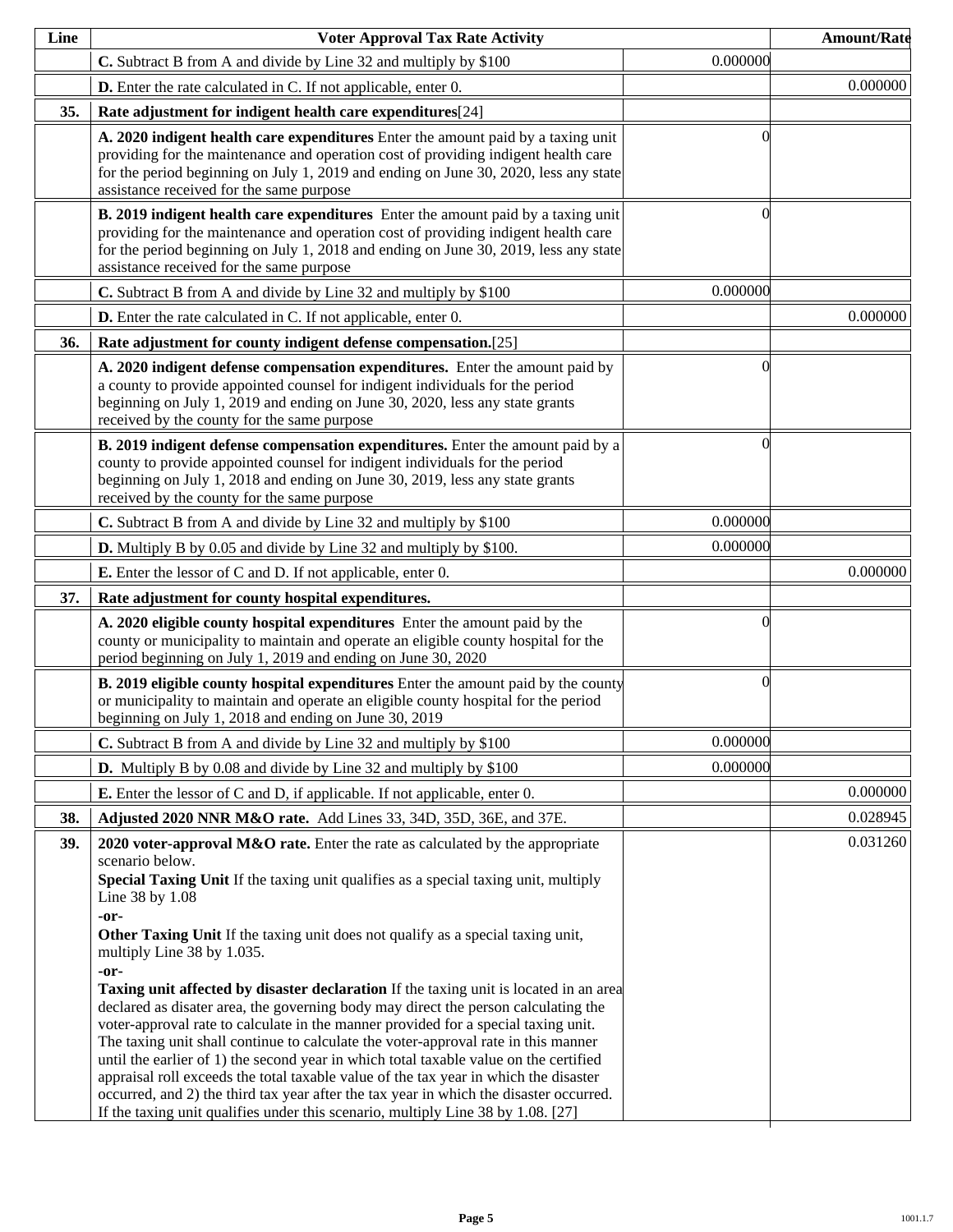| Line | Voter Approval Tax Rate Activity | | Amount/Rate |
|---|---|---|---|
| | **C.** Subtract B from A and divide by Line 32 and multiply by $100 | 0.000000 | |
| | **D.** Enter the rate calculated in C. If not applicable, enter 0. | | 0.000000 |
| **35.** | **Rate adjustment for indigent health care expenditures**[24] | | |
| | **A. 2020 indigent health care expenditures** Enter the amount paid by a taxing unit providing for the maintenance and operation cost of providing indigent health care for the period beginning on July 1, 2019 and ending on June 30, 2020, less any state assistance received for the same purpose | 0 | |
| | **B. 2019 indigent health care expenditures** Enter the amount paid by a taxing unit providing for the maintenance and operation cost of providing indigent health care for the period beginning on July 1, 2018 and ending on June 30, 2019, less any state assistance received for the same purpose | 0 | |
| | **C.** Subtract B from A and divide by Line 32 and multiply by $100 | 0.000000 | |
| | **D.** Enter the rate calculated in C. If not applicable, enter 0. | | 0.000000 |
| **36.** | **Rate adjustment for county indigent defense compensation.**[25] | | |
| | **A. 2020 indigent defense compensation expenditures.** Enter the amount paid by a county to provide appointed counsel for indigent individuals for the period beginning on July 1, 2019 and ending on June 30, 2020, less any state grants received by the county for the same purpose | 0 | |
| | **B. 2019 indigent defense compensation expenditures.** Enter the amount paid by a county to provide appointed counsel for indigent individuals for the period beginning on July 1, 2018 and ending on June 30, 2019, less any state grants received by the county for the same purpose | 0 | |
| | **C.** Subtract B from A and divide by Line 32 and multiply by $100 | 0.000000 | |
| | **D.** Multiply B by 0.05 and divide by Line 32 and multiply by $100. | 0.000000 | |
| | **E.** Enter the lessor of C and D. If not applicable, enter 0. | | 0.000000 |
| **37.** | **Rate adjustment for county hospital expenditures.** | | |
| | **A. 2020 eligible county hospital expenditures** Enter the amount paid by the county or municipality to maintain and operate an eligible county hospital for the period beginning on July 1, 2019 and ending on June 30, 2020 | 0 | |
| | **B. 2019 eligible county hospital expenditures** Enter the amount paid by the county or municipality to maintain and operate an eligible county hospital for the period beginning on July 1, 2018 and ending on June 30, 2019 | 0 | |
| | **C.** Subtract B from A and divide by Line 32 and multiply by $100 | 0.000000 | |
| | **D.** Multiply B by 0.08 and divide by Line 32 and multiply by $100 | 0.000000 | |
| | **E.** Enter the lessor of C and D, if applicable. If not applicable, enter 0. | | 0.000000 |
| **38.** | **Adjusted 2020 NNR M&O rate.** Add Lines 33, 34D, 35D, 36E, and 37E. | | 0.028945 |
| **39.** | **2020 voter-approval M&O rate.** Enter the rate as calculated by the appropriate scenario below.<br>**Special Taxing Unit** If the taxing unit qualifies as a special taxing unit, multiply Line 38 by 1.08<br>**-or-**<br>**Other Taxing Unit** If the taxing unit does not qualify as a special taxing unit, multiply Line 38 by 1.035.<br>**-or-**<br>**Taxing unit affected by disaster declaration** If the taxing unit is located in an area declared as disater area, the governing body may direct the person calculating the voter-approval rate to calculate in the manner provided for a special taxing unit. The taxing unit shall continue to calculate the voter-approval rate in this manner until the earlier of 1) the second year in which total taxable value on the certified appraisal roll exceeds the total taxable value of the tax year in which the disaster occurred, and 2) the third tax year after the tax year in which the disaster occurred. If the taxing unit qualifies under this scenario, multiply Line 38 by 1.08. [27] | | 0.031260 |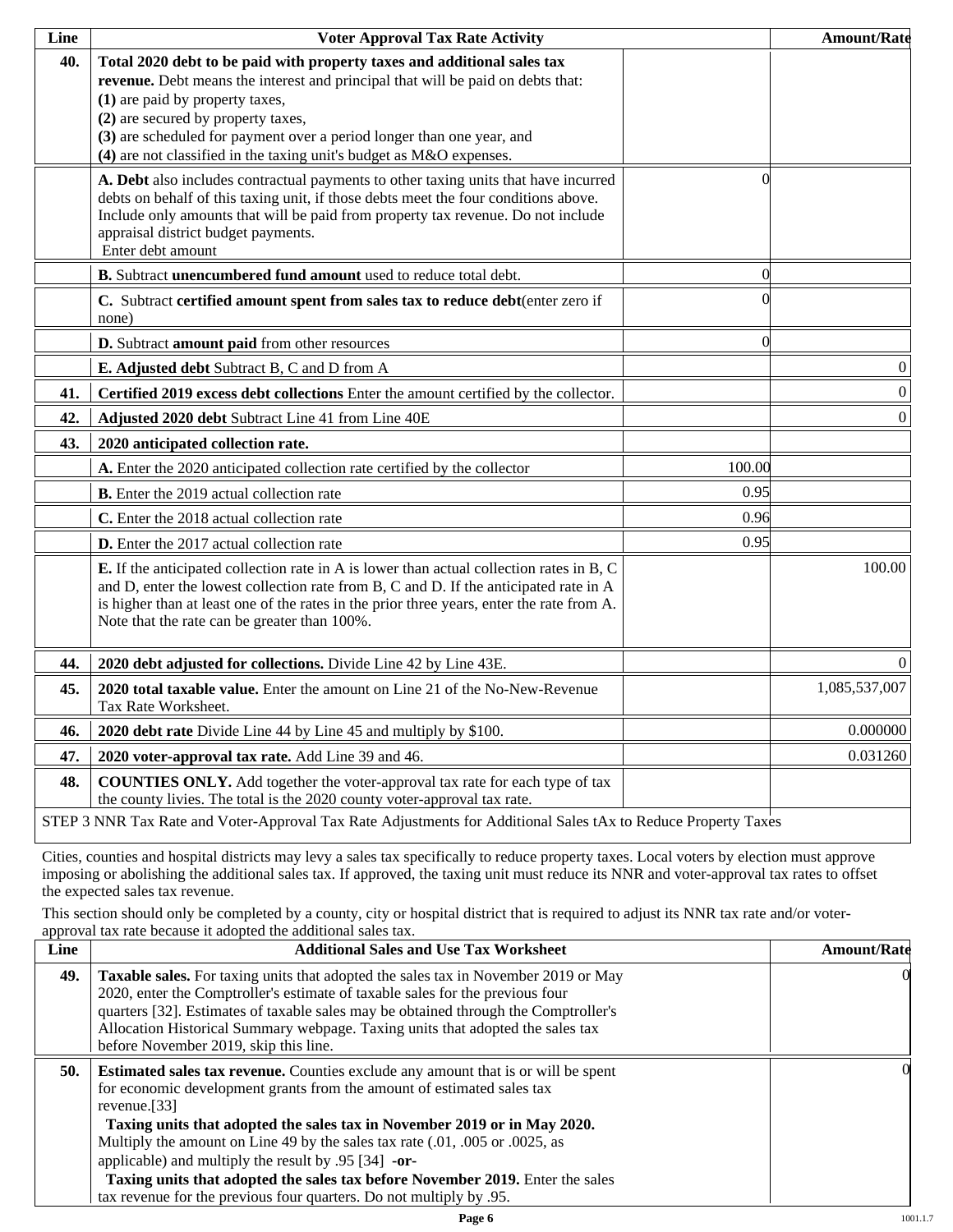| Line | Voter Approval Tax Rate Activity | | Amount/Rate |
|---|---|---|---|
| **40.** | **Total 2020 debt to be paid with property taxes and additional sales tax revenue.** Debt means the interest and principal that will be paid on debts that: **(1)** are paid by property taxes, **(2)** are secured by property taxes, **(3)** are scheduled for payment over a period longer than one year, and **(4)** are not classified in the taxing unit's budget as M&O expenses. | | |
| | **A. Debt** also includes contractual payments to other taxing units that have incurred debts on behalf of this taxing unit, if those debts meet the four conditions above. Include only amounts that will be paid from property tax revenue. Do not include appraisal district budget payments. Enter debt amount | 0 | |
| | **B.** Subtract **unencumbered fund amount** used to reduce total debt. | 0 | |
| | **C.** Subtract **certified amount spent from sales tax to reduce debt**(enter zero if none) | 0 | |
| | **D.** Subtract **amount paid** from other resources | 0 | |
| | **E. Adjusted debt** Subtract B, C and D from A | | 0 |
| **41.** | **Certified 2019 excess debt collections** Enter the amount certified by the collector. | | 0 |
| **42.** | **Adjusted 2020 debt** Subtract Line 41 from Line 40E | | 0 |
| **43.** | **2020 anticipated collection rate.** | | |
| | **A.** Enter the 2020 anticipated collection rate certified by the collector | 100.00 | |
| | **B.** Enter the 2019 actual collection rate | 0.95 | |
| | **C.** Enter the 2018 actual collection rate | 0.96 | |
| | **D.** Enter the 2017 actual collection rate | 0.95 | |
| | **E.** If the anticipated collection rate in A is lower than actual collection rates in B, C and D, enter the lowest collection rate from B, C and D. If the anticipated rate in A is higher than at least one of the rates in the prior three years, enter the rate from A. Note that the rate can be greater than 100%. | | 100.00 |
| **44.** | **2020 debt adjusted for collections.** Divide Line 42 by Line 43E. | | 0 |
| **45.** | **2020 total taxable value.** Enter the amount on Line 21 of the No-New-Revenue Tax Rate Worksheet. | | 1,085,537,007 |
| **46.** | **2020 debt rate** Divide Line 44 by Line 45 and multiply by $100. | | 0.000000 |
| **47.** | **2020 voter-approval tax rate.** Add Line 39 and 46. | | 0.031260 |
| **48.** | **COUNTIES ONLY.** Add together the voter-approval tax rate for each type of tax the county livies. The total is the 2020 county voter-approval tax rate. | | |

STEP 3 NNR Tax Rate and Voter-Approval Tax Rate Adjustments for Additional Sales tAx to Reduce Property Taxes

Cities, counties and hospital districts may levy a sales tax specifically to reduce property taxes. Local voters by election must approve imposing or abolishing the additional sales tax. If approved, the taxing unit must reduce its NNR and voter-approval tax rates to offset the expected sales tax revenue.

This section should only be completed by a county, city or hospital district that is required to adjust its NNR tax rate and/or voter-approval tax rate because it adopted the additional sales tax.

| Line | Additional Sales and Use Tax Worksheet | Amount/Rate |
|---|---|---|
| **49.** | **Taxable sales.** For taxing units that adopted the sales tax in November 2019 or May 2020, enter the Comptroller's estimate of taxable sales for the previous four quarters [32]. Estimates of taxable sales may be obtained through the Comptroller's Allocation Historical Summary webpage. Taxing units that adopted the sales tax before November 2019, skip this line. | 0 |
| **50.** | **Estimated sales tax revenue.** Counties exclude any amount that is or will be spent for economic development grants from the amount of estimated sales tax revenue.[33] **Taxing units that adopted the sales tax in November 2019 or in May 2020.** Multiply the amount on Line 49 by the sales tax rate (.01, .005 or .0025, as applicable) and multiply the result by .95 [34] **-or-** **Taxing units that adopted the sales tax before November 2019.** Enter the sales tax revenue for the previous four quarters. Do not multiply by .95. | 0 |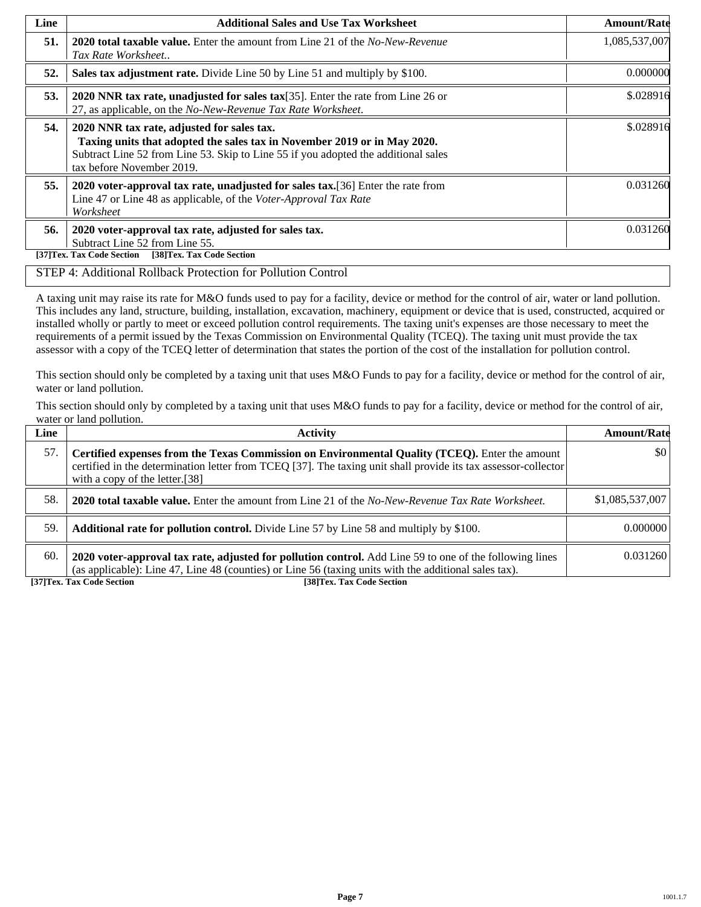| Line | Additional Sales and Use Tax Worksheet | Amount/Rate |
|---|---|---|
| **51.** | **2020 total taxable value.** Enter the amount from Line 21 of the *No-New-Revenue Tax Rate Worksheet.*. | 1,085,537,007 |
| **52.** | **Sales tax adjustment rate.** Divide Line 50 by Line 51 and multiply by $100. | 0.000000 |
| **53.** | **2020 NNR tax rate, unadjusted for sales tax**[35]. Enter the rate from Line 26 or 27, as applicable, on the *No-New-Revenue Tax Rate Worksheet*. | $.028916 |
| **54.** | **2020 NNR tax rate, adjusted for sales tax.** **Taxing units that adopted the sales tax in November 2019 or in May 2020.** Subtract Line 52 from Line 53. Skip to Line 55 if you adopted the additional sales tax before November 2019. | $.028916 |
| **55.** | **2020 voter-approval tax rate, unadjusted for sales tax.**[36] Enter the rate from Line 47 or Line 48 as applicable, of the *Voter-Approval Tax Rate Worksheet* | 0.031260 |
| **56.** | **2020 voter-approval tax rate, adjusted for sales tax.** Subtract Line 52 from Line 55. | 0.031260 |

**[37]Tex. Tax Code Section [38]Tex. Tax Code Section**

## STEP 4: Additional Rollback Protection for Pollution Control

A taxing unit may raise its rate for M&O funds used to pay for a facility, device or method for the control of air, water or land pollution. This includes any land, structure, building, installation, excavation, machinery, equipment or device that is used, constructed, acquired or installed wholly or partly to meet or exceed pollution control requirements. The taxing unit's expenses are those necessary to meet the requirements of a permit issued by the Texas Commission on Environmental Quality (TCEQ). The taxing unit must provide the tax assessor with a copy of the TCEQ letter of determination that states the portion of the cost of the installation for pollution control.

This section should only be completed by a taxing unit that uses M&O Funds to pay for a facility, device or method for the control of air, water or land pollution.

This section should only by completed by a taxing unit that uses M&O funds to pay for a facility, device or method for the control of air, water or land pollution.

| Line | Activity | Amount/Rate |
|---|---|---|
| 57. | **Certified expenses from the Texas Commission on Environmental Quality (TCEQ).** Enter the amount certified in the determination letter from TCEQ [37]. The taxing unit shall provide its tax assessor-collector with a copy of the letter.[38] | $0 |
| 58. | **2020 total taxable value.** Enter the amount from Line 21 of the *No-New-Revenue Tax Rate Worksheet.* | $1,085,537,007 |
| 59. | **Additional rate for pollution control.** Divide Line 57 by Line 58 and multiply by $100. | 0.000000 |
| 60. | **2020 voter-approval tax rate, adjusted for pollution control.** Add Line 59 to one of the following lines (as applicable): Line 47, Line 48 (counties) or Line 56 (taxing units with the additional sales tax). | 0.031260 |

**[37]Tex. Tax Code Section** **[38]Tex. Tax Code Section**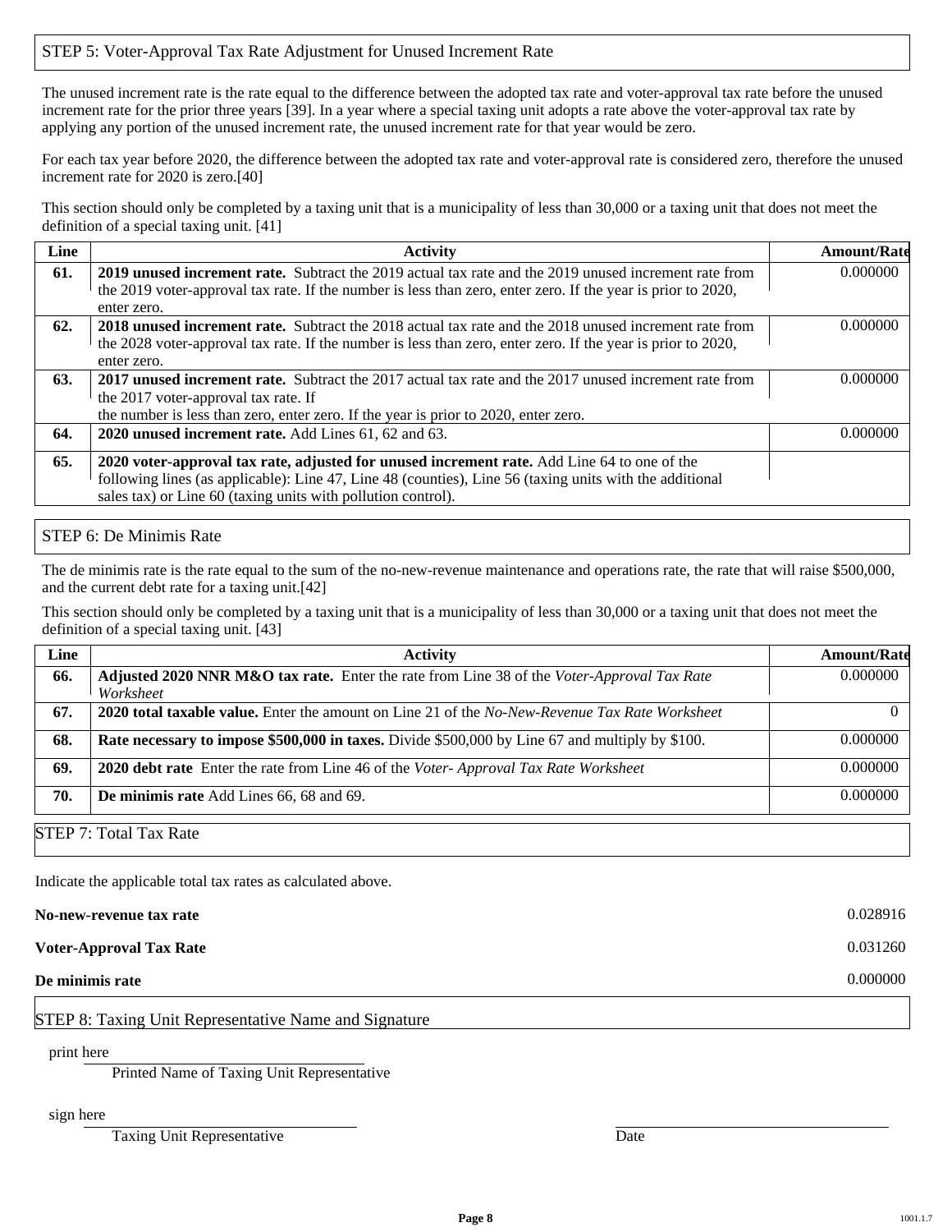## STEP 5: Voter-Approval Tax Rate Adjustment for Unused Increment Rate

The unused increment rate is the rate equal to the difference between the adopted tax rate and voter-approval tax rate before the unused increment rate for the prior three years [39]. In a year where a special taxing unit adopts a rate above the voter-approval tax rate by applying any portion of the unused increment rate, the unused increment rate for that year would be zero.

For each tax year before 2020, the difference between the adopted tax rate and voter-approval rate is considered zero, therefore the unused increment rate for 2020 is zero.[40]

This section should only be completed by a taxing unit that is a municipality of less than 30,000 or a taxing unit that does not meet the definition of a special taxing unit. [41]

| Line | Activity | Amount/Rate |
|---|---|---|
| 61. | **2019 unused increment rate.** Subtract the 2019 actual tax rate and the 2019 unused increment rate from the 2019 voter-approval tax rate. If the number is less than zero, enter zero. If the year is prior to 2020, enter zero. | 0.000000 |
| 62. | **2018 unused increment rate.** Subtract the 2018 actual tax rate and the 2018 unused increment rate from the 2028 voter-approval tax rate. If the number is less than zero, enter zero. If the year is prior to 2020, enter zero. | 0.000000 |
| 63. | **2017 unused increment rate.** Subtract the 2017 actual tax rate and the 2017 unused increment rate from the 2017 voter-approval tax rate. If the number is less than zero, enter zero. If the year is prior to 2020, enter zero. | 0.000000 |
| 64. | **2020 unused increment rate.** Add Lines 61, 62 and 63. | 0.000000 |
| 65. | **2020 voter-approval tax rate, adjusted for unused increment rate.** Add Line 64 to one of the following lines (as applicable): Line 47, Line 48 (counties), Line 56 (taxing units with the additional sales tax) or Line 60 (taxing units with pollution control). | |

## STEP 6: De Minimis Rate

The de minimis rate is the rate equal to the sum of the no-new-revenue maintenance and operations rate, the rate that will raise $500,000, and the current debt rate for a taxing unit.[42]

This section should only be completed by a taxing unit that is a municipality of less than 30,000 or a taxing unit that does not meet the definition of a special taxing unit. [43]

| Line | Activity | Amount/Rate |
|---|---|---|
| 66. | **Adjusted 2020 NNR M&O tax rate.** Enter the rate from Line 38 of the *Voter-Approval Tax Rate Worksheet* | 0.000000 |
| 67. | **2020 total taxable value.** Enter the amount on Line 21 of the *No-New-Revenue Tax Rate Worksheet* | 0 |
| 68. | **Rate necessary to impose $500,000 in taxes.** Divide $500,000 by Line 67 and multiply by $100. | 0.000000 |
| 69. | **2020 debt rate** Enter the rate from Line 46 of the *Voter- Approval Tax Rate Worksheet* | 0.000000 |
| 70. | **De minimis rate** Add Lines 66, 68 and 69. | 0.000000 |

## STEP 7: Total Tax Rate

Indicate the applicable total tax rates as calculated above.

| | |
|---|---|
| **No-new-revenue tax rate** | 0.028916 |
| **Voter-Approval Tax Rate** | 0.031260 |
| **De minimis rate** | 0.000000 |

## STEP 8: Taxing Unit Representative Name and Signature

print here ______________________________
Printed Name of Taxing Unit Representative

sign here ______________________________ ______________________________
Taxing Unit Representative Date